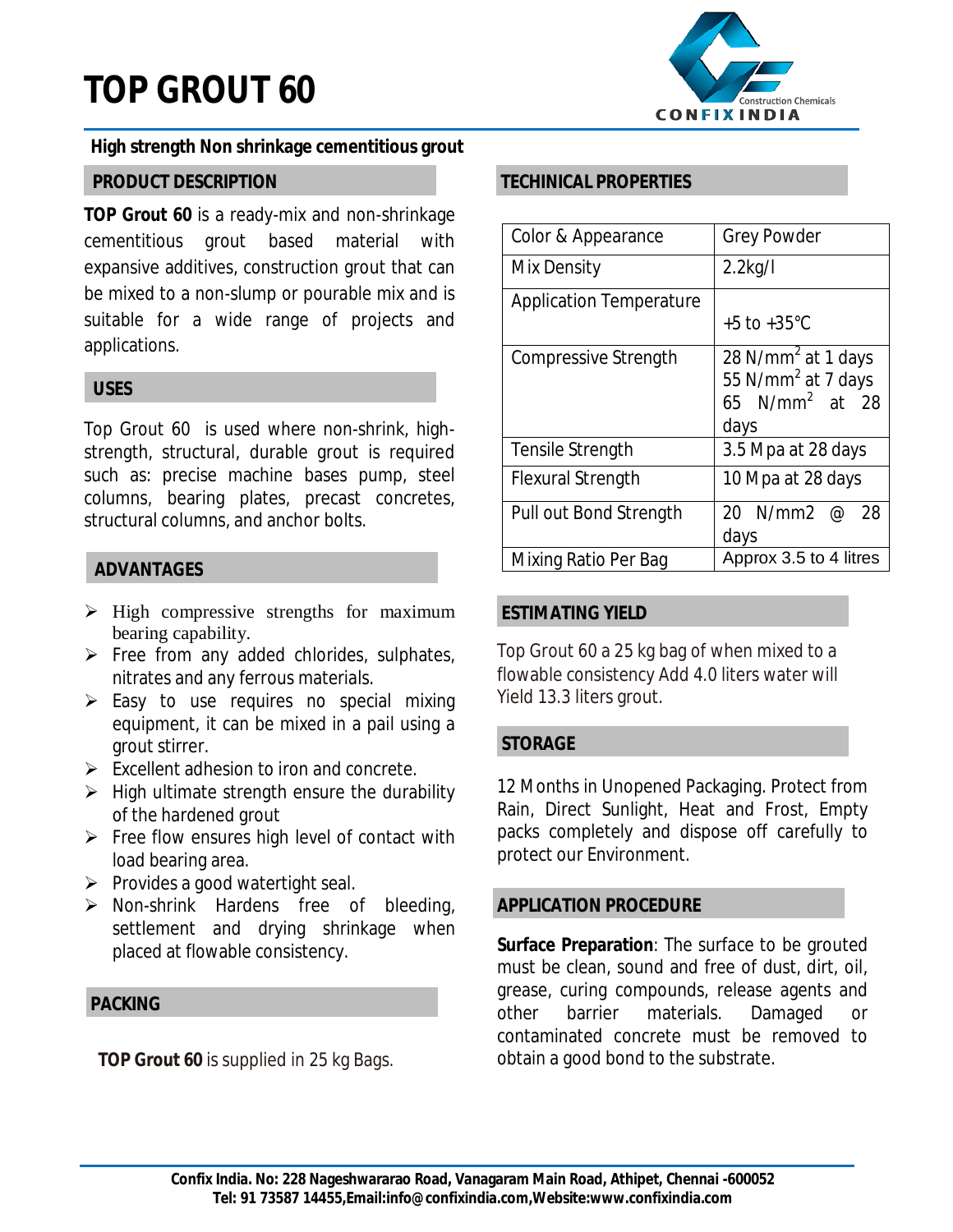# TOP GROUT 60

**High strength Non shrinkage cementitious grout**

## PRODUCT DESCRIPTION

**TOP Grout 60** is a ready-mix and non-shrinkage cementitious grout based material with expansive additives, construction grout that can be mixed to a non-slump or pourable mix and is suitable for a wide range of projects and applications.

## USES

Top Grout 60 is used where non-shrink, high-strength, structural, durable grout is required such as: precise machine bases pump, steel columns, bearing plates, precast concretes, structural columns, and anchor bolts.

## ADVANTAGES

- High compressive strengths for maximum bearing capability.
- Free from any added chlorides, sulphates, nitrates and any ferrous materials.
- Easy to use requires no special mixing equipment, it can be mixed in a pail using a grout stirrer.
- Excellent adhesion to iron and concrete.
- High ultimate strength ensure the durability of the hardened grout
- Free flow ensures high level of contact with load bearing area.
- Provides a good watertight seal.
- Non-shrink Hardens free of bleeding, settlement and drying shrinkage when placed at flowable consistency.

## PACKING

**TOP Grout 60** is supplied in 25 kg Bags.

## TECHINICAL PROPERTIES

| Color & Appearance | Grey Powder |
|---|---|
| Mix Density | 2.2kg/l |
| Application Temperature | +5 to +35°C |
| Compressive Strength | 28 $N/mm^2$ at 1 days<br>55 $N/mm^2$ at 7 days<br>65 $N/mm^2$ at 28 days |
| Tensile Strength | 3.5 Mpa at 28 days |
| Flexural Strength | 10 Mpa at 28 days |
| Pull out Bond Strength | 20 N/mm2 @ 28 days |
| Mixing Ratio Per Bag | Approx 3.5 to 4 litres |

## ESTIMATING YIELD

Top Grout 60 a 25 kg bag of when mixed to a flowable consistency Add 4.0 liters water will Yield 13.3 liters grout.

## STORAGE

12 Months in Unopened Packaging. Protect from Rain, Direct Sunlight, Heat and Frost, Empty packs completely and dispose off carefully to protect our Environment.

## APPLICATION PROCEDURE

**Surface Preparation**: The surface to be grouted must be clean, sound and free of dust, dirt, oil, grease, curing compounds, release agents and other barrier materials. Damaged or contaminated concrete must be removed to obtain a good bond to the substrate.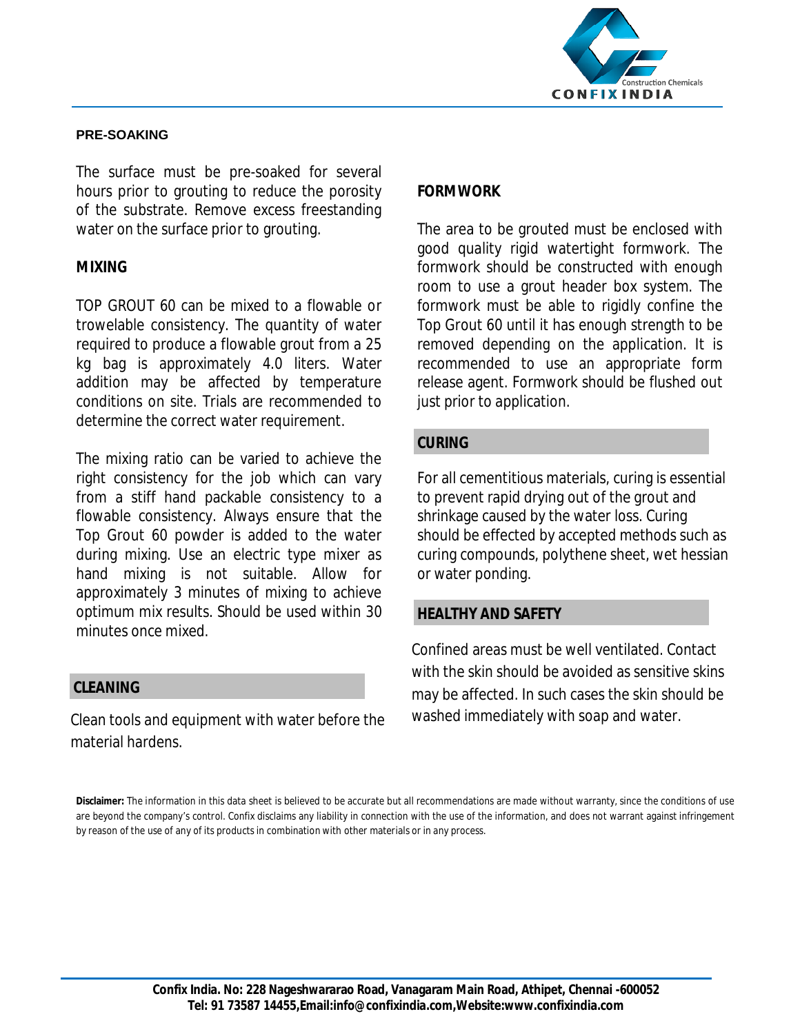## PRE-SOAKING

The surface must be pre-soaked for several hours prior to grouting to reduce the porosity of the substrate. Remove excess freestanding water on the surface prior to grouting.

## MIXING

TOP GROUT 60 can be mixed to a flowable or trowelable consistency. The quantity of water required to produce a flowable grout from a 25 kg bag is approximately 4.0 liters. Water addition may be affected by temperature conditions on site. Trials are recommended to determine the correct water requirement.

The mixing ratio can be varied to achieve the right consistency for the job which can vary from a stiff hand packable consistency to a flowable consistency. Always ensure that the Top Grout 60 powder is added to the water during mixing. Use an electric type mixer as hand mixing is not suitable. Allow for approximately 3 minutes of mixing to achieve optimum mix results. Should be used within 30 minutes once mixed.

## CLEANING

Clean tools and equipment with water before the material hardens.

## FORMWORK

The area to be grouted must be enclosed with good quality rigid watertight formwork. The formwork should be constructed with enough room to use a grout header box system. The formwork must be able to rigidly confine the Top Grout 60 until it has enough strength to be removed depending on the application. It is recommended to use an appropriate form release agent. Formwork should be flushed out just prior to application.

## CURING

For all cementitious materials, curing is essential to prevent rapid drying out of the grout and shrinkage caused by the water loss. Curing should be effected by accepted methods such as curing compounds, polythene sheet, wet hessian or water ponding.

## HEALTHY AND SAFETY

Confined areas must be well ventilated. Contact with the skin should be avoided as sensitive skins may be affected. In such cases the skin should be washed immediately with soap and water.

**Disclaimer:** The information in this data sheet is believed to be accurate but all recommendations are made without warranty, since the conditions of use are beyond the company's control. Confix disclaims any liability in connection with the use of the information, and does not warrant against infringement by reason of the use of any of its products in combination with other materials or in any process.

**Confix India. No: 228 Nageshwararao Road, Vanagaram Main Road, Athipet, Chennai -600052**
**Tel: 91 73587 14455,Email:info@confixindia.com,Website:www.confixindia.com**